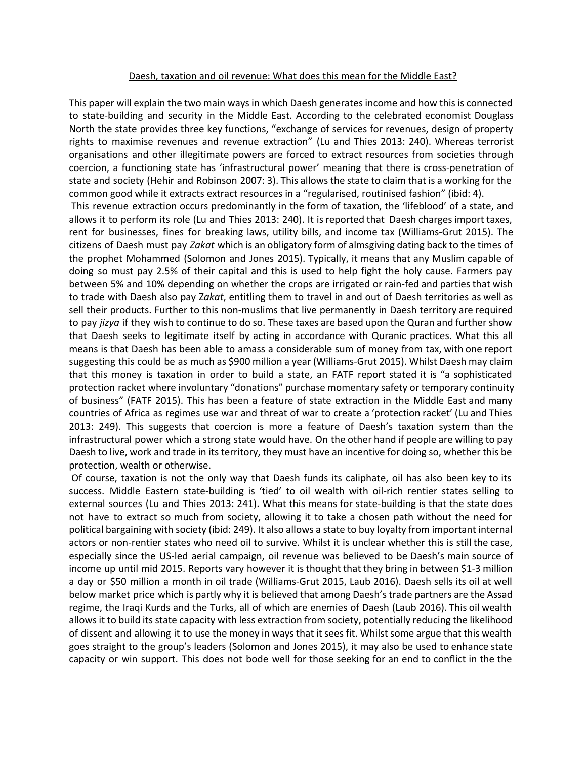Daesh, taxation and oil revenue: What does this mean for the Middle East?

This paper will explain the two main ways in which Daesh generates income and how this is connected to state-building and security in the Middle East. According to the celebrated economist Douglass North the state provides three key functions, "exchange of services for revenues, design of property rights to maximise revenues and revenue extraction" (Lu and Thies 2013: 240). Whereas terrorist organisations and other illegitimate powers are forced to extract resources from societies through coercion, a functioning state has 'infrastructural power' meaning that there is cross-penetration of state and society (Hehir and Robinson 2007: 3). This allows the state to claim that is a working for the common good while it extracts extract resources in a "regularised, routinised fashion" (ibid: 4).

This revenue extraction occurs predominantly in the form of taxation, the 'lifeblood' of a state, and allows it to perform its role (Lu and Thies 2013: 240). It is reported that Daesh charges import taxes, rent for businesses, fines for breaking laws, utility bills, and income tax (Williams-Grut 2015). The citizens of Daesh must pay *Zakat* which is an obligatory form of almsgiving dating back to the times of the prophet Mohammed (Solomon and Jones 2015). Typically, it means that any Muslim capable of doing so must pay 2.5% of their capital and this is used to help fight the holy cause. Farmers pay between 5% and 10% depending on whether the crops are irrigated or rain-fed and parties that wish to trade with Daesh also pay Z*akat*, entitling them to travel in and out of Daesh territories as well as sell their products. Further to this non-muslims that live permanently in Daesh territory are required to pay *jizya* if they wish to continue to do so. These taxes are based upon the Quran and further show that Daesh seeks to legitimate itself by acting in accordance with Quranic practices. What this all means is that Daesh has been able to amass a considerable sum of money from tax, with one report suggesting this could be as much as $900 million a year (Williams-Grut 2015). Whilst Daesh may claim that this money is taxation in order to build a state, an FATF report stated it is "a sophisticated protection racket where involuntary "donations" purchase momentary safety or temporary continuity of business" (FATF 2015). This has been a feature of state extraction in the Middle East and many countries of Africa as regimes use war and threat of war to create a 'protection racket' (Lu and Thies 2013: 249). This suggests that coercion is more a feature of Daesh's taxation system than the infrastructural power which a strong state would have. On the other hand if people are willing to pay Daesh to live, work and trade in its territory, they must have an incentive for doing so, whether this be protection, wealth or otherwise.

Of course, taxation is not the only way that Daesh funds its caliphate, oil has also been key to its success. Middle Eastern state-building is 'tied' to oil wealth with oil-rich rentier states selling to external sources (Lu and Thies 2013: 241). What this means for state-building is that the state does not have to extract so much from society, allowing it to take a chosen path without the need for political bargaining with society (ibid: 249). It also allows a state to buy loyalty from important internal actors or non-rentier states who need oil to survive. Whilst it is unclear whether this is still the case, especially since the US-led aerial campaign, oil revenue was believed to be Daesh's main source of income up until mid 2015. Reports vary however it is thought that they bring in between $1-3 million a day or $50 million a month in oil trade (Williams-Grut 2015, Laub 2016). Daesh sells its oil at well below market price which is partly why it is believed that among Daesh's trade partners are the Assad regime, the Iraqi Kurds and the Turks, all of which are enemies of Daesh (Laub 2016). This oil wealth allows it to build its state capacity with less extraction from society, potentially reducing the likelihood of dissent and allowing it to use the money in ways that it sees fit. Whilst some argue that this wealth goes straight to the group's leaders (Solomon and Jones 2015), it may also be used to enhance state capacity or win support. This does not bode well for those seeking for an end to conflict in the the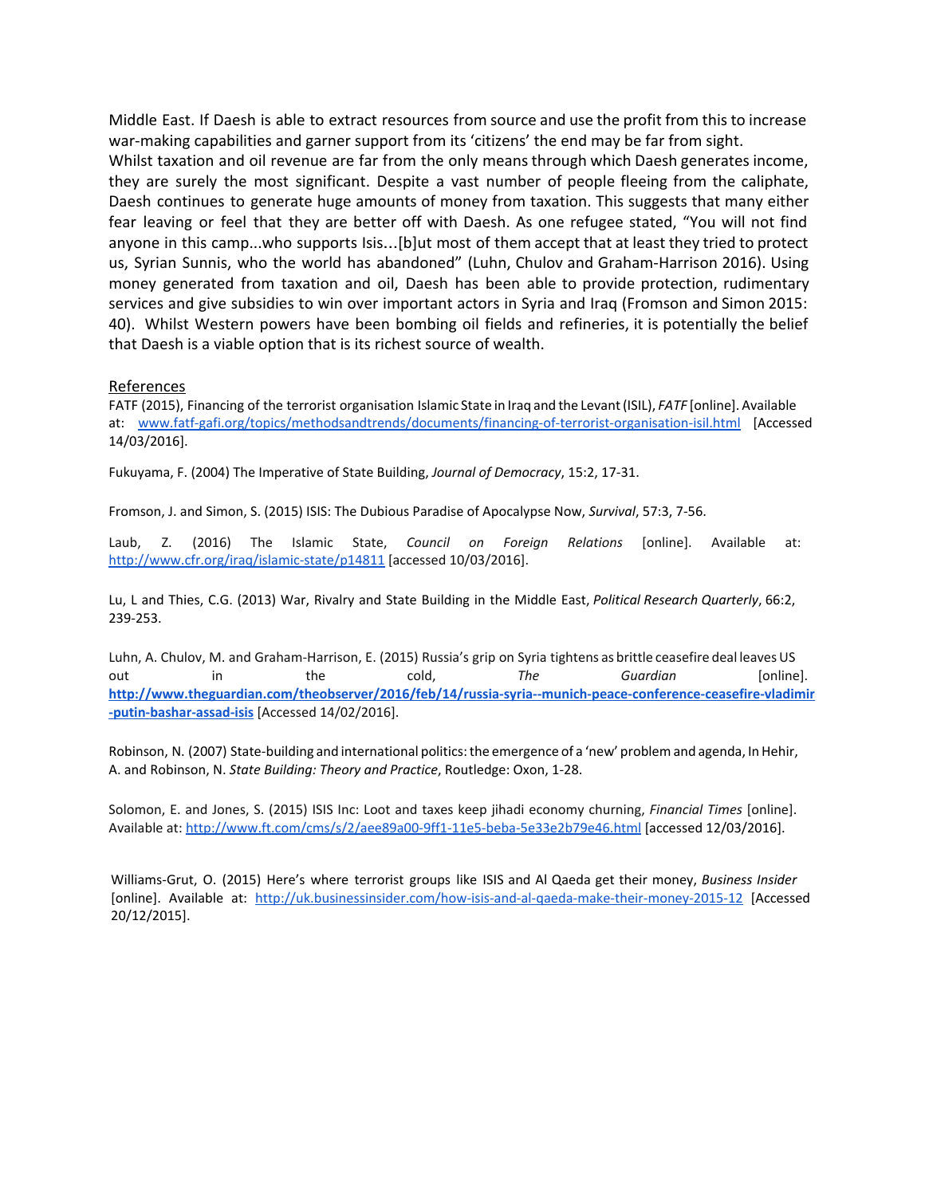Middle East. If Daesh is able to extract resources from source and use the profit from this to increase war-making capabilities and garner support from its 'citizens' the end may be far from sight.
Whilst taxation and oil revenue are far from the only means through which Daesh generates income, they are surely the most significant. Despite a vast number of people fleeing from the caliphate, Daesh continues to generate huge amounts of money from taxation. This suggests that many either fear leaving or feel that they are better off with Daesh. As one refugee stated, "You will not find anyone in this camp...who supports Isis…[b]ut most of them accept that at least they tried to protect us, Syrian Sunnis, who the world has abandoned" (Luhn, Chulov and Graham-Harrison 2016). Using money generated from taxation and oil, Daesh has been able to provide protection, rudimentary services and give subsidies to win over important actors in Syria and Iraq (Fromson and Simon 2015: 40). Whilst Western powers have been bombing oil fields and refineries, it is potentially the belief that Daesh is a viable option that is its richest source of wealth.

<u>References</u>

FATF (2015), Financing of the terrorist organisation Islamic State in Iraq and the Levant (ISIL), *FATF* [online]. Available at: www.fatf-gafi.org/topics/methodsandtrends/documents/financing-of-terrorist-organisation-isil.html [Accessed 14/03/2016].

Fukuyama, F. (2004) The Imperative of State Building, *Journal of Democracy*, 15:2, 17-31.

Fromson, J. and Simon, S. (2015) ISIS: The Dubious Paradise of Apocalypse Now, *Survival*, 57:3, 7-56.

Laub, Z. (2016) The Islamic State, *Council on Foreign Relations* [online]. Available at: http://www.cfr.org/iraq/islamic-state/p14811 [accessed 10/03/2016].

Lu, L and Thies, C.G. (2013) War, Rivalry and State Building in the Middle East, *Political Research Quarterly*, 66:2, 239-253.

Luhn, A. Chulov, M. and Graham-Harrison, E. (2015) Russia's grip on Syria tightens as brittle ceasefire deal leaves US out in the cold, *The Guardian* [online]. **http://www.theguardian.com/theobserver/2016/feb/14/russia-syria--munich-peace-conference-ceasefire-vladimir-putin-bashar-assad-isis** [Accessed 14/02/2016].

Robinson, N. (2007) State-building and international politics: the emergence of a 'new' problem and agenda, In Hehir, A. and Robinson, N. *State Building: Theory and Practice*, Routledge: Oxon, 1-28.

Solomon, E. and Jones, S. (2015) ISIS Inc: Loot and taxes keep jihadi economy churning, *Financial Times* [online]. Available at: http://www.ft.com/cms/s/2/aee89a00-9ff1-11e5-beba-5e33e2b79e46.html [accessed 12/03/2016].

Williams-Grut, O. (2015) Here's where terrorist groups like ISIS and Al Qaeda get their money, *Business Insider* [online]. Available at: http://uk.businessinsider.com/how-isis-and-al-qaeda-make-their-money-2015-12 [Accessed 20/12/2015].